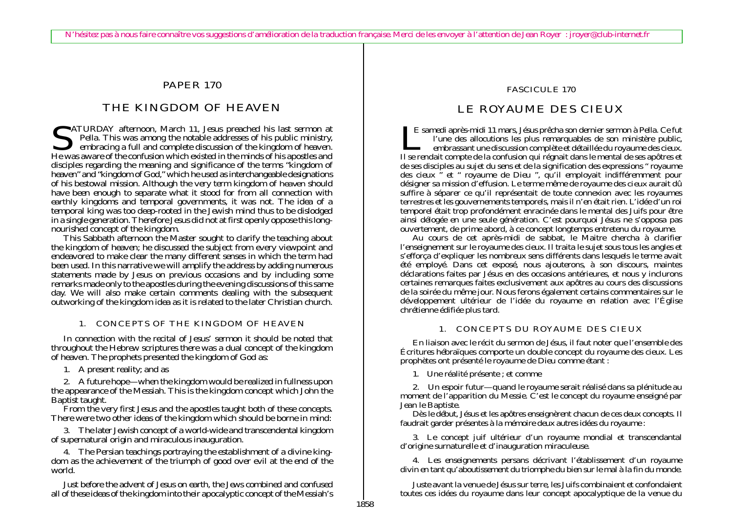N'hésitez pas à nous faire connaître vos suggestions d'amélioration de la traduction française. Merci de les envoyer à l'attention de Jean Royer : jroyer@club-internet.fr

PAPER 170

# THE KINGDOM OF HEAVEN

SATURDAY afternoon, March 11, Jesus preached his last sermon at Pella. This was among the notable addresses of his public ministry, embracing a full and complete discussion of the kingdom of heaven. He was aware of the confusion which existed in the minds of his apostles and disciples regarding the meaning and significance of the terms "kingdom of heaven" and "kingdom of God," which he used as interchangeable designations of his bestowal mission. Although the very term kingdom of heaven should have been enough to separate what it stood for from all connection with earthly kingdoms and temporal governments, it was not. The idea of a temporal king was too deep-rooted in the Jewish mind thus to be dislodged in a single generation. Therefore Jesus did not at first openly oppose this long-nourished concept of the kingdom.

This Sabbath afternoon the Master sought to clarify the teaching about the kingdom of heaven; he discussed the subject from every viewpoint and endeavored to make clear the many different senses in which the term had been used. In this narrative we will amplify the address by adding numerous statements made by Jesus on previous occasions and by including some remarks made only to the apostles during the evening discussions of this same day. We will also make certain comments dealing with the subsequent outworking of the kingdom idea as it is related to the later Christian church.

## 1. CONCEPTS OF THE KINGDOM OF HEAVEN

In connection with the recital of Jesus' sermon it should be noted that throughout the Hebrew scriptures there was a dual concept of the kingdom of heaven. The prophets presented the kingdom of God as:

1. A present reality; and as

2. A future hope—when the kingdom would be realized in fullness upon the appearance of the Messiah. This is the kingdom concept which John the Baptist taught.

From the very first Jesus and the apostles taught both of these concepts. There were two other ideas of the kingdom which should be borne in mind:

3. The later Jewish concept of a world-wide and transcendental kingdom of supernatural origin and miraculous inauguration.

4. The Persian teachings portraying the establishment of a divine kingdom as the achievement of the triumph of good over evil at the end of the world.

Just before the advent of Jesus on earth, the Jews combined and confused all of these ideas of the kingdom into their apocalyptic concept of the Messiah's

FASCICULE 170

# LE ROYAUME DES CIEUX

LE samedi après-midi 11 mars, Jésus prêcha son dernier sermon à Pella. Ce fut l'une des allocutions les plus remarquables de son ministère public, embrassant une discussion complète et détaillée du royaume des cieux. Il se rendait compte de la confusion qui régnait dans le mental de ses apôtres et de ses disciples au sujet du sens et de la signification des expressions " royaume des cieux " et " royaume de Dieu ", qu'il employait indifféremment pour désigner sa mission d'effusion. Le terme même de royaume des cieux aurait dû suffire à séparer ce qu'il représentait de toute connexion avec les royaumes terrestres et les gouvernements temporels, mais il n'en était rien. L'idée d'un roi temporel était trop profondément enracinée dans le mental des Juifs pour être ainsi délogée en une seule génération. C'est pourquoi Jésus ne s'opposa pas ouvertement, de prime abord, à ce concept longtemps entretenu du royaume.

Au cours de cet après-midi de sabbat, le Maitre chercha à clarifier l'enseignement sur le royaume des cieux. Il traita le sujet sous tous les angles et s'efforça d'expliquer les nombreux sens différents dans lesquels le terme avait été employé. Dans cet exposé, nous ajouterons, à son discours, maintes déclarations faites par Jésus en des occasions antérieures, et nous y inclurons certaines remarques faites exclusivement aux apôtres au cours des discussions de la soirée du même jour. Nous ferons également certains commentaires sur le développement ultérieur de l'idée du royaume en relation avec l'Église chrétienne édifiée plus tard.

## 1. CONCEPTS DU ROYAUME DES CIEUX

En liaison avec le récit du sermon de Jésus, il faut noter que l'ensemble des Écritures hébraïques comporte un double concept du royaume des cieux. Les prophètes ont présenté le royaume de Dieu comme étant :

1. Une réalité présente ; et comme

2. Un espoir futur — quand le royaume serait réalisé dans sa plénitude au moment de l'apparition du Messie. C'est le concept du royaume enseigné par Jean le Baptiste.

Dès le début, Jésus et les apôtres enseignèrent chacun de ces deux concepts. Il faudrait garder présentes à la mémoire deux autres idées du royaume :

3. Le concept juif ultérieur d'un royaume mondial et transcendantal d'origine surnaturelle et d'inauguration miraculeuse.

4. Les enseignements persans décrivant l'établissement d'un royaume divin en tant qu'aboutissement du triomphe du bien sur le mal à la fin du monde.

Juste avant la venue de Jésus sur terre, les Juifs combinaient et confondaient toutes ces idées du royaume dans leur concept apocalyptique de la venue du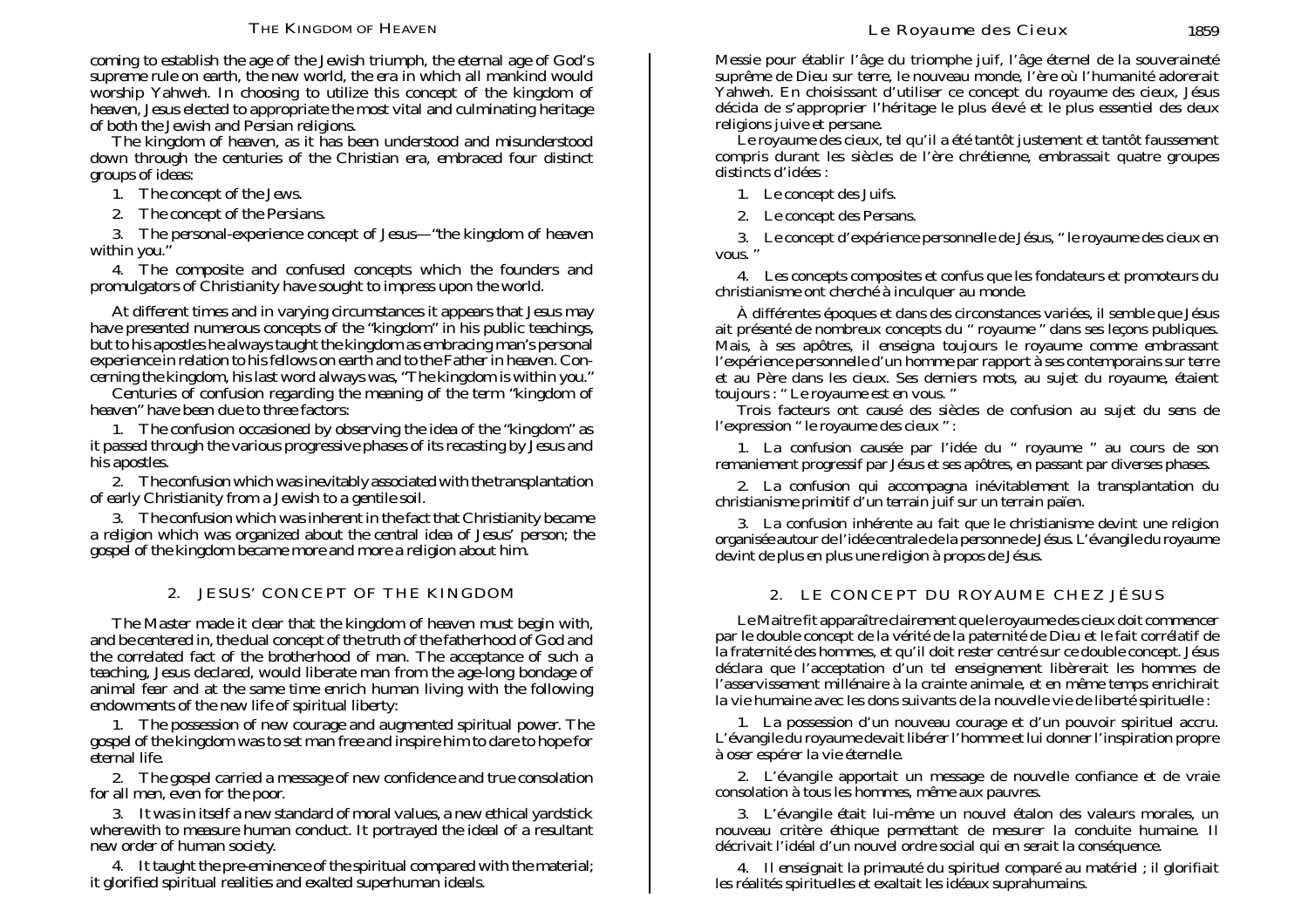coming to establish the age of the Jewish triumph, the eternal age of God's supreme rule on earth, the new world, the era in which all mankind would worship Yahweh. In choosing to utilize this concept of the kingdom of heaven, Jesus elected to appropriate the most vital and culminating heritage of both the Jewish and Persian religions.

The kingdom of heaven, as it has been understood and misunderstood down through the centuries of the Christian era, embraced four distinct groups of ideas:

1. The concept of the Jews.

2. The concept of the Persians.

3. The personal-experience concept of Jesus—"the kingdom of heaven within you."

4. The composite and confused concepts which the founders and promulgators of Christianity have sought to impress upon the world.

At different times and in varying circumstances it appears that Jesus may have presented numerous concepts of the "kingdom" in his public teachings, but to his apostles he always taught the kingdom as embracing man's personal experience in relation to his fellows on earth and to the Father in heaven. Concerning the kingdom, his last word always was, "The kingdom is within you."

Centuries of confusion regarding the meaning of the term "kingdom of heaven" have been due to three factors:

1. The confusion occasioned by observing the idea of the "kingdom" as it passed through the various progressive phases of its recasting by Jesus and his apostles.

2. The confusion which was inevitably associated with the transplantation of early Christianity from a Jewish to a gentile soil.

3. The confusion which was inherent in the fact that Christianity became a religion which was organized about the central idea of Jesus' person; the gospel of the kingdom became more and more a religion about him.

## 2. JESUS' CONCEPT OF THE KINGDOM

The Master made it clear that the kingdom of heaven must begin with, and be centered in, the dual concept of the truth of the fatherhood of God and the correlated fact of the brotherhood of man. The acceptance of such a teaching, Jesus declared, would liberate man from the age-long bondage of animal fear and at the same time enrich human living with the following endowments of the new life of spiritual liberty:

1. The possession of new courage and augmented spiritual power. The gospel of the kingdom was to set man free and inspire him to dare to hope for eternal life.

2. The gospel carried a message of new confidence and true consolation for all men, even for the poor.

3. It was in itself a new standard of moral values, a new ethical yardstick wherewith to measure human conduct. It portrayed the ideal of a resultant new order of human society.

4. It taught the pre-eminence of the spiritual compared with the material; it glorified spiritual realities and exalted superhuman ideals.

---

Messie pour établir l'âge du triomphe juif, l'âge éternel de la souveraineté suprême de Dieu sur terre, le nouveau monde, l'ère où l'humanité adorerait Yahweh. En choisissant d'utiliser ce concept du royaume des cieux, Jésus décida de s'approprier l'héritage le plus élevé et le plus essentiel des deux religions juive et persane.

Le royaume des cieux, tel qu'il a été tantôt justement et tantôt faussement compris durant les siècles de l'ère chrétienne, embrassait quatre groupes distincts d'idées :

1. Le concept des Juifs.

2. Le concept des Persans.

3. Le concept d'expérience personnelle de Jésus, " le royaume des cieux en vous. "

4. Les concepts composites et confus que les fondateurs et promoteurs du christianisme ont cherché à inculquer au monde.

À différentes époques et dans des circonstances variées, il semble que Jésus ait présenté de nombreux concepts du " royaume " dans ses leçons publiques. Mais, à ses apôtres, il enseigna toujours le royaume comme embrassant l'expérience personnelle d'un homme par rapport à ses contemporains sur terre et au Père dans les cieux. Ses derniers mots, au sujet du royaume, étaient toujours : " Le royaume est en vous. "

Trois facteurs ont causé des siècles de confusion au sujet du sens de l'expression " le royaume des cieux " :

1. La confusion causée par l'idée du " royaume " au cours de son remaniement progressif par Jésus et ses apôtres, en passant par diverses phases.

2. La confusion qui accompagna inévitablement la transplantation du christianisme primitif d'un terrain juif sur un terrain païen.

3. La confusion inhérente au fait que le christianisme devint une religion organisée autour de l'idée centrale de la personne de Jésus. L'évangile du royaume devint de plus en plus une religion à propos de Jésus.

## 2. LE CONCEPT DU ROYAUME CHEZ JÉSUS

Le Maitre fit apparaître clairement que le royaume des cieux doit commencer par le double concept de la vérité de la paternité de Dieu et le fait corrélatif de la fraternité des hommes, et qu'il doit rester centré sur ce double concept. Jésus déclara que l'acceptation d'un tel enseignement libèrerait les hommes de l'asservissement millénaire à la crainte animale, et en même temps enrichirait la vie humaine avec les dons suivants de la nouvelle vie de liberté spirituelle :

1. La possession d'un nouveau courage et d'un pouvoir spirituel accru. L'évangile du royaume devait libérer l'homme et lui donner l'inspiration propre à oser espérer la vie éternelle.

2. L'évangile apportait un message de nouvelle confiance et de vraie consolation à tous les hommes, même aux pauvres.

3. L'évangile était lui-même un nouvel étalon des valeurs morales, un nouveau critère éthique permettant de mesurer la conduite humaine. Il décrivait l'idéal d'un nouvel ordre social qui en serait la conséquence.

4. Il enseignait la primauté du spirituel comparé au matériel ; il glorifiait les réalités spirituelles et exaltait les idéaux suprahumains.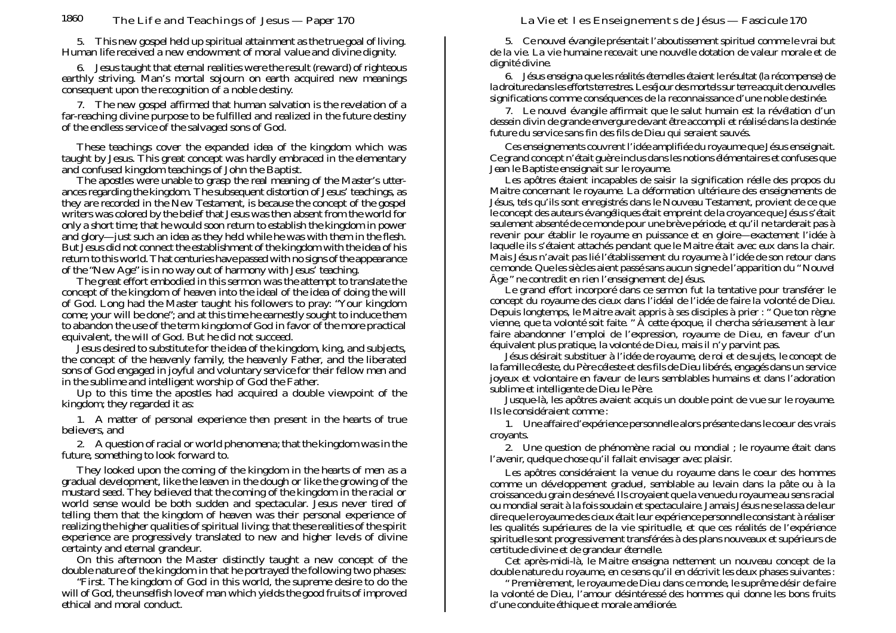5. This new gospel held up spiritual attainment as the true goal of living. Human life received a new endowment of moral value and divine dignity.

6. Jesus taught that eternal realities were the result (reward) of righteous earthly striving. Man's mortal sojourn on earth acquired new meanings consequent upon the recognition of a noble destiny.

7. The new gospel affirmed that human salvation is the revelation of a far-reaching divine purpose to be fulfilled and realized in the future destiny of the endless service of the salvaged sons of God.

These teachings cover the expanded idea of the kingdom which was taught by Jesus. This great concept was hardly embraced in the elementary and confused kingdom teachings of John the Baptist.

The apostles were unable to grasp the real meaning of the Master's utterances regarding the kingdom. The subsequent distortion of Jesus' teachings, as they are recorded in the New Testament, is because the concept of the gospel writers was colored by the belief that Jesus was then absent from the world for only a short time; that he would soon return to establish the kingdom in power and glory—just such an idea as they held while he was with them in the flesh. But Jesus did not connect the establishment of the kingdom with the idea of his return to this world. That centuries have passed with no signs of the appearance of the "New Age" is in no way out of harmony with Jesus' teaching.

The great effort embodied in this sermon was the attempt to translate the concept of the kingdom of heaven into the ideal of the idea of doing the will of God. Long had the Master taught his followers to pray: "Your kingdom come; your will be done"; and at this time he earnestly sought to induce them to abandon the use of the term *kingdom of God* in favor of the more practical equivalent, *the will of God.* But he did not succeed.

Jesus desired to substitute for the idea of the kingdom, king, and subjects, the concept of the heavenly family, the heavenly Father, and the liberated sons of God engaged in joyful and voluntary service for their fellow men and in the sublime and intelligent worship of God the Father.

Up to this time the apostles had acquired a double viewpoint of the kingdom; they regarded it as:

1. A matter of personal experience then present in the hearts of true believers, and

2. A question of racial or world phenomena; that the kingdom was in the future, something to look forward to.

They looked upon the coming of the kingdom in the hearts of men as a gradual development, like the leaven in the dough or like the growing of the mustard seed. They believed that the coming of the kingdom in the racial or world sense would be both sudden and spectacular. Jesus never tired of telling them that the kingdom of heaven was their personal experience of realizing the higher qualities of spiritual living; that these realities of the spirit experience are progressively translated to new and higher levels of divine certainty and eternal grandeur.

On this afternoon the Master distinctly taught a new concept of the double nature of the kingdom in that he portrayed the following two phases:

"First. The kingdom of God in this world, the supreme desire to do the will of God, the unselfish love of man which yields the good fruits of improved ethical and moral conduct.

5. Ce nouvel évangile présentait l'aboutissement spirituel comme le vrai but de la vie. La vie humaine recevait une nouvelle dotation de valeur morale et de dignité divine.

6. Jésus enseigna que les réalités éternelles étaient le résultat (la récompense) de la droiture dans les efforts terrestres. Le séjour des mortels sur terre acquit de nouvelles significations comme conséquences de la reconnaissance d'une noble destinée.

7. Le nouvel évangile affirmait que le salut humain est la révélation d'un dessein divin de grande envergure devant être accompli et réalisé dans la destinée future du service sans fin des fils de Dieu qui seraient sauvés.

Ces enseignements couvrent l'idée amplifiée du royaume que Jésus enseignait. Ce grand concept n'était guère inclus dans les notions élémentaires et confuses que Jean le Baptiste enseignait sur le royaume.

Les apôtres étaient incapables de saisir la signification réelle des propos du Maitre concernant le royaume. La déformation ultérieure des enseignements de Jésus, tels qu'ils sont enregistrés dans le Nouveau Testament, provient de ce que le concept des auteurs évangéliques était empreint de la croyance que Jésus s'était seulement absenté de ce monde pour une brève période, et qu'il ne tarderait pas à revenir pour établir le royaume en puissance et en gloire — exactement l'idée à laquelle ils s'étaient attachés pendant que le Maitre était avec eux dans la chair. Mais Jésus n'avait pas lié l'établissement du royaume à l'idée de son retour dans ce monde. Que les siècles aient passé sans aucun signe de l'apparition du "Nouvel Âge" ne contredit en rien l'enseignement de Jésus.

Le grand effort incorporé dans ce sermon fut la tentative pour transférer le concept du royaume des cieux dans l'idéal de l'idée de faire la volonté de Dieu. Depuis longtemps, le Maitre avait appris à ses disciples à prier : "Que ton règne vienne, que ta volonté soit faite." À cette époque, il chercha sérieusement à leur faire abandonner l'emploi de l'expression, *royaume de Dieu*, en faveur d'un équivalent plus pratique, *la volonté de Dieu*, mais il n'y parvint pas.

Jésus désirait substituer à l'idée de royaume, de roi et de sujets, le concept de la famille céleste, du Père céleste et des fils de Dieu libérés, engagés dans un service joyeux et volontaire en faveur de leurs semblables humains et dans l'adoration sublime et intelligente de Dieu le Père.

Jusque-là, les apôtres avaient acquis un double point de vue sur le royaume. Ils le considéraient comme :

1. Une affaire d'expérience personnelle alors présente dans le coeur des vrais croyants.

2. Une question de phénomène racial ou mondial ; le royaume était dans l'avenir, quelque chose qu'il fallait envisager avec plaisir.

Les apôtres considéraient la venue du royaume dans le coeur des hommes comme un développement graduel, semblable au levain dans la pâte ou à la croissance du grain de sénevé. Ils croyaient que la venue du royaume au sens racial ou mondial serait à la fois soudain et spectaculaire. Jamais Jésus ne se lassa de leur dire que le royaume des cieux était leur expérience personnelle consistant à réaliser les qualités supérieures de la vie spirituelle, et que ces réalités de l'expérience spirituelle sont progressivement transférées à des plans nouveaux et supérieurs de certitude divine et de grandeur éternelle.

Cet après-midi-là, le Maitre enseigna nettement un nouveau concept de la double nature du royaume, en ce sens qu'il en décrivit les deux phases suivantes :

"Premièrement, le royaume de Dieu dans ce monde, le suprême désir de faire la volonté de Dieu, l'amour désintéressé des hommes qui donne les bons fruits d'une conduite éthique et morale améliorée.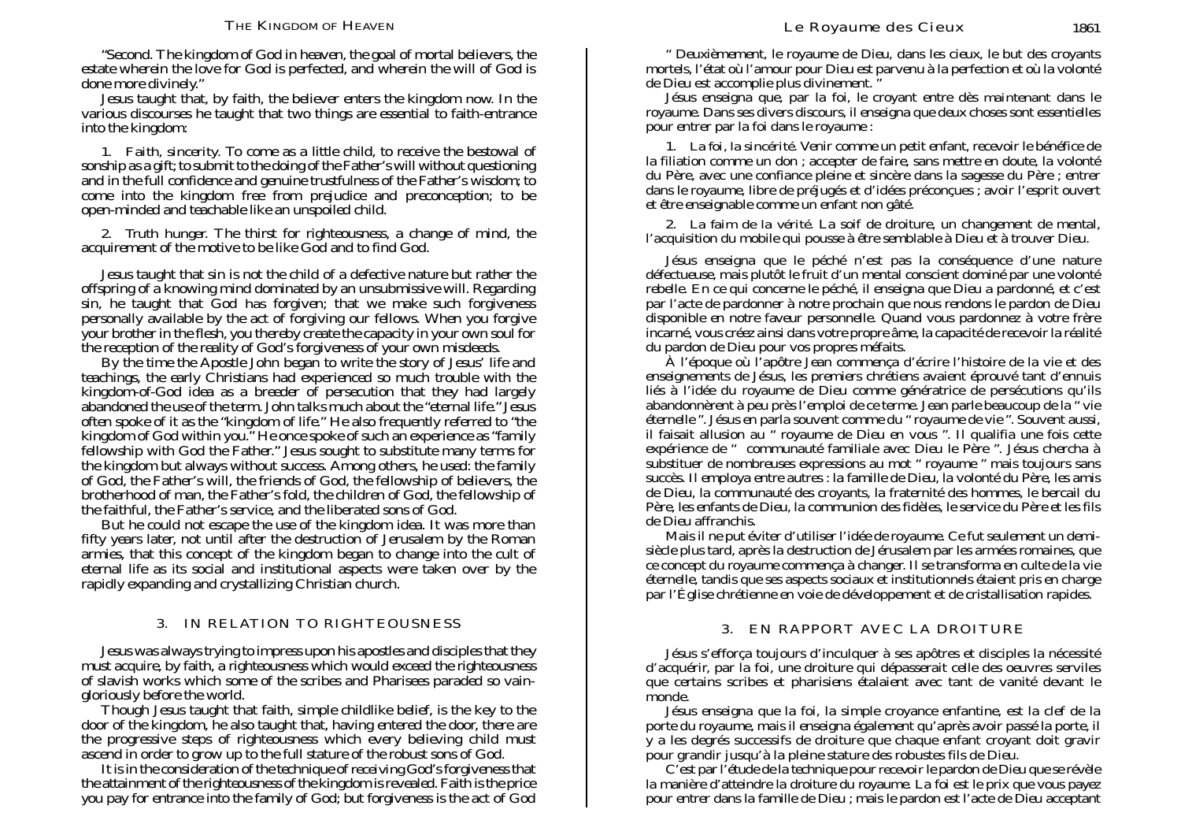"Second. The kingdom of God in heaven, the goal of mortal believers, the estate wherein the love for God is perfected, and wherein the will of God is done more divinely."

Jesus taught that, by faith, the believer enters the kingdom now. In the various discourses he taught that two things are essential to faith-entrance into the kingdom:

1. *Faith, sincerity.* To come as a little child, to receive the bestowal of sonship as a gift; to submit to the doing of the Father's will without questioning and in the full confidence and genuine trustfulness of the Father's wisdom; to come into the kingdom free from prejudice and preconception; to be open-minded and teachable like an unspoiled child.

2. *Truth hunger.* The thirst for righteousness, a change of mind, the acquirement of the motive to be like God and to find God.

Jesus taught that sin is not the child of a defective nature but rather the offspring of a knowing mind dominated by an unsubmissive will. Regarding sin, he taught that God has forgiven; that we make such forgiveness personally available by the act of forgiving our fellows. When you forgive your brother in the flesh, you thereby create the capacity in your own soul for the reception of the reality of God's forgiveness of your own misdeeds.

By the time the Apostle John began to write the story of Jesus' life and teachings, the early Christians had experienced so much trouble with the kingdom-of-God idea as a breeder of persecution that they had largely abandoned the use of the term. John talks much about the "eternal life." Jesus often spoke of it as the "kingdom of life." He also frequently referred to "the kingdom of God within you." He once spoke of such an experience as "family fellowship with God the Father." Jesus sought to substitute many terms for the kingdom but always without success. Among others, he used: the family of God, the Father's will, the friends of God, the fellowship of believers, the brotherhood of man, the Father's fold, the children of God, the fellowship of the faithful, the Father's service, and the liberated sons of God.

But he could not escape the use of the kingdom idea. It was more than fifty years later, not until after the destruction of Jerusalem by the Roman armies, that this concept of the kingdom began to change into the cult of eternal life as its social and institutional aspects were taken over by the rapidly expanding and crystallizing Christian church.

## 3. IN RELATION TO RIGHTEOUSNESS

Jesus was always trying to impress upon his apostles and disciples that they must acquire, by faith, a righteousness which would exceed the righteousness of slavish works which some of the scribes and Pharisees paraded so vaingloriously before the world.

Though Jesus taught that faith, simple childlike belief, is the key to the door of the kingdom, he also taught that, having entered the door, there are the progressive steps of righteousness which every believing child must ascend in order to grow up to the full stature of the robust sons of God.

It is in the consideration of the technique of *receiving* God's forgiveness that the attainment of the righteousness of the kingdom is revealed. Faith is the price you pay for entrance into the family of God; but forgiveness is the act of God

" Deuxièmement, le royaume de Dieu, dans les cieux, le but des croyants mortels, l'état où l'amour pour Dieu est parvenu à la perfection et où la volonté de Dieu est accomplie plus divinement. "

Jésus enseigna que, par la foi, le croyant entre dès maintenant dans le royaume. Dans ses divers discours, il enseigna que deux choses sont essentielles pour entrer par la foi dans le royaume :

1. *La foi, la sincérité.* Venir comme un petit enfant, recevoir le bénéfice de la filiation comme un don ; accepter de faire, sans mettre en doute, la volonté du Père, avec une confiance pleine et sincère dans la sagesse du Père ; entrer dans le royaume, libre de préjugés et d'idées préconçues ; avoir l'esprit ouvert et être enseignable comme un enfant non gâté.

2. *La faim de la vérité.* La soif de droiture, un changement de mental, l'acquisition du mobile qui pousse à être semblable à Dieu et à trouver Dieu.

Jésus enseigna que le péché n'est pas la conséquence d'une nature défectueuse, mais plutôt le fruit d'un mental conscient dominé par une volonté rebelle. En ce qui concerne le péché, il enseigna que Dieu a pardonné, et c'est par l'acte de pardonner à notre prochain que nous rendons le pardon de Dieu disponible en notre faveur personnelle. Quand vous pardonnez à votre frère incarné, vous créez ainsi dans votre propre âme, la capacité de recevoir la réalité du pardon de Dieu pour vos propres méfaits.

À l'époque où l'apôtre Jean commença d'écrire l'histoire de la vie et des enseignements de Jésus, les premiers chrétiens avaient éprouvé tant d'ennuis liés à l'idée du royaume de Dieu comme génératrice de persécutions qu'ils abandonnèrent à peu près l'emploi de ce terme. Jean parle beaucoup de la " vie éternelle ". Jésus en parla souvent comme du " royaume de vie ". Souvent aussi, il faisait allusion au " royaume de Dieu en vous ". Il qualifia une fois cette expérience de " communauté familiale avec Dieu le Père ". Jésus chercha à substituer de nombreuses expressions au mot " royaume " mais toujours sans succès. Il employa entre autres : la famille de Dieu, la volonté du Père, les amis de Dieu, la communauté des croyants, la fraternité des hommes, le bercail du Père, les enfants de Dieu, la communion des fidèles, le service du Père et les fils de Dieu affranchis.

Mais il ne put éviter d'utiliser l'idée de royaume. Ce fut seulement un demi-siècle plus tard, après la destruction de Jérusalem par les armées romaines, que ce concept du royaume commença à changer. Il se transforma en culte de la vie éternelle, tandis que ses aspects sociaux et institutionnels étaient pris en charge par l'Église chrétienne en voie de développement et de cristallisation rapides.

## 3. EN RAPPORT AVEC LA DROITURE

Jésus s'efforça toujours d'inculquer à ses apôtres et disciples la nécessité d'acquérir, par la foi, une droiture qui dépasserait celle des oeuvres serviles que certains scribes et pharisiens étalaient avec tant de vanité devant le monde.

Jésus enseigna que la foi, la simple croyance enfantine, est la clef de la porte du royaume, mais il enseigna également qu'après avoir passé la porte, il y a les degrés successifs de droiture que chaque enfant croyant doit gravir pour grandir jusqu'à la pleine stature des robustes fils de Dieu.

C'est par l'étude de la technique pour *recevoir* le pardon de Dieu que se révèle la manière d'atteindre la droiture du royaume. La foi est le prix que vous payez pour entrer dans la famille de Dieu ; mais le pardon est l'acte de Dieu acceptant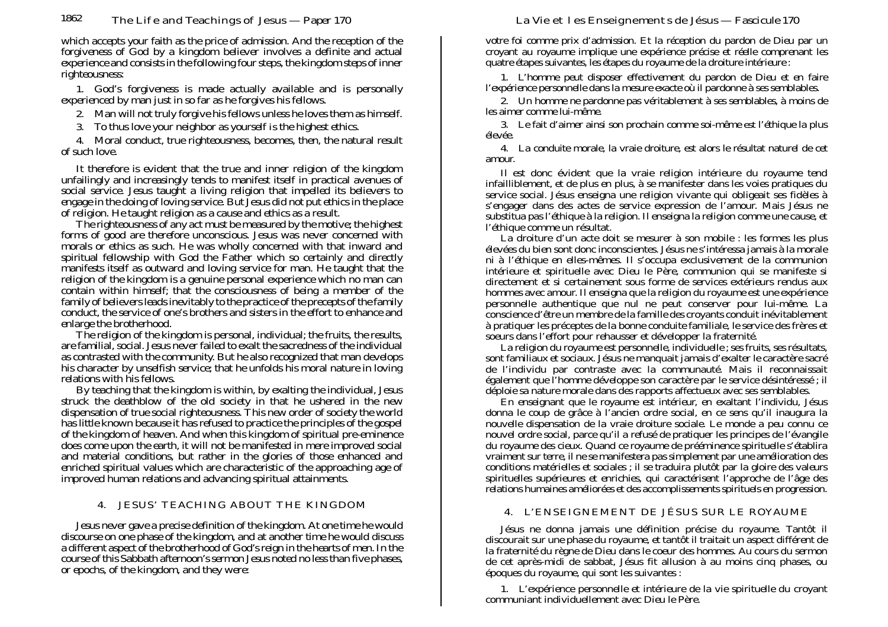which accepts your faith as the price of admission. And the reception of the forgiveness of God by a kingdom believer involves a definite and actual experience and consists in the following four steps, the kingdom steps of inner righteousness:

1. God's forgiveness is made actually available and is personally experienced by man just in so far as he forgives his fellows.

2. Man will not truly forgive his fellows unless he loves them as himself.

3. To thus love your neighbor as yourself is the highest ethics.

4. Moral conduct, true righteousness, becomes, then, the natural result of such love.

It therefore is evident that the true and inner religion of the kingdom unfailingly and increasingly tends to manifest itself in practical avenues of social service. Jesus taught a living religion that impelled its believers to engage in the doing of loving service. But Jesus did not put ethics in the place of religion. He taught religion as a cause and ethics as a result.

The righteousness of any act must be measured by the motive; the highest forms of good are therefore unconscious. Jesus was never concerned with morals or ethics as such. He was wholly concerned with that inward and spiritual fellowship with God the Father which so certainly and directly manifests itself as outward and loving service for man. He taught that the religion of the kingdom is a genuine personal experience which no man can contain within himself; that the consciousness of being a member of the family of believers leads inevitably to the practice of the precepts of the family conduct, the service of one's brothers and sisters in the effort to enhance and enlarge the brotherhood.

The religion of the kingdom is personal, individual; the fruits, the results, are familial, social. Jesus never failed to exalt the sacredness of the individual as contrasted with the community. But he also recognized that man develops his character by unselfish service; that he unfolds his moral nature in loving relations with his fellows.

By teaching that the kingdom is within, by exalting the individual, Jesus struck the deathblow of the old society in that he ushered in the new dispensation of true social righteousness. This new order of society the world has little known because it has refused to practice the principles of the gospel of the kingdom of heaven. And when this kingdom of spiritual pre-eminence does come upon the earth, it will not be manifested in mere improved social and material conditions, but rather in the glories of those enhanced and enriched spiritual values which are characteristic of the approaching age of improved human relations and advancing spiritual attainments.

## 4. JESUS' TEACHING ABOUT THE KINGDOM

Jesus never gave a precise definition of the kingdom. At one time he would discourse on one phase of the kingdom, and at another time he would discuss a different aspect of the brotherhood of God's reign in the hearts of men. In the course of this Sabbath afternoon's sermon Jesus noted no less than five phases, or epochs, of the kingdom, and they were:

votre foi comme prix d'admission. Et la réception du pardon de Dieu par un croyant au royaume implique une expérience précise et réelle comprenant les quatre étapes suivantes, les étapes du royaume de la droiture intérieure :

1. L'homme peut disposer effectivement du pardon de Dieu et en faire l'expérience personnelle dans la mesure exacte où il pardonne à ses semblables.

2. Un homme ne pardonne pas véritablement à ses semblables, à moins de les aimer comme lui-même.

3. Le fait d'aimer ainsi son prochain comme soi-même est l'éthique la plus élevée.

4. La conduite morale, la vraie droiture, est alors le résultat naturel de cet amour.

Il est donc évident que la vraie religion intérieure du royaume tend infailliblement, et de plus en plus, à se manifester dans les voies pratiques du service social. Jésus enseigna une religion vivante qui obligeait ses fidèles à s'engager dans des actes de service expression de l'amour. Mais Jésus ne substitua pas l'éthique à la religion. Il enseigna la religion comme une cause, et l'éthique comme un résultat.

La droiture d'un acte doit se mesurer à son mobile : les formes les plus élevées du bien sont donc inconscientes. Jésus ne s'intéressa jamais à la morale ni à l'éthique en elles-mêmes. Il s'occupa exclusivement de la communion intérieure et spirituelle avec Dieu le Père, communion qui se manifeste si directement et si certainement sous forme de services extérieurs rendus aux hommes avec amour. Il enseigna que la religion du royaume est une expérience personnelle authentique que nul ne peut conserver pour lui-même. La conscience d'être un membre de la famille des croyants conduit inévitablement à pratiquer les préceptes de la bonne conduite familiale, le service des frères et soeurs dans l'effort pour rehausser et développer la fraternité.

La religion du royaume est personnelle, individuelle ; ses fruits, ses résultats, sont familiaux et sociaux. Jésus ne manquait jamais d'exalter le caractère sacré de l'individu par contraste avec la communauté. Mais il reconnaissait également que l'homme développe son caractère par le service désintéressé ; il déploie sa nature morale dans des rapports affectueux avec ses semblables.

En enseignant que le royaume est intérieur, en exaltant l'individu, Jésus donna le coup de grâce à l'ancien ordre social, en ce sens qu'il inaugura la nouvelle dispensation de la vraie droiture sociale. Le monde a peu connu ce nouvel ordre social, parce qu'il a refusé de pratiquer les principes de l'évangile du royaume des cieux. Quand ce royaume de prééminence spirituelle s'établira vraiment sur terre, il ne se manifestera pas simplement par une amélioration des conditions matérielles et sociales ; il se traduira plutôt par la gloire des valeurs spirituelles supérieures et enrichies, qui caractérisent l'approche de l'âge des relations humaines améliorées et des accomplissements spirituels en progression.

## 4. L'ENSEIGNEMENT DE JÉSUS SUR LE ROYAUME

Jésus ne donna jamais une définition précise du royaume. Tantôt il discourait sur une phase du royaume, et tantôt il traitait un aspect différent de la fraternité du règne de Dieu dans le coeur des hommes. Au cours du sermon de cet après-midi de sabbat, Jésus fit allusion à au moins cinq phases, ou époques du royaume, qui sont les suivantes :

1. L'expérience personnelle et intérieure de la vie spirituelle du croyant communiant individuellement avec Dieu le Père.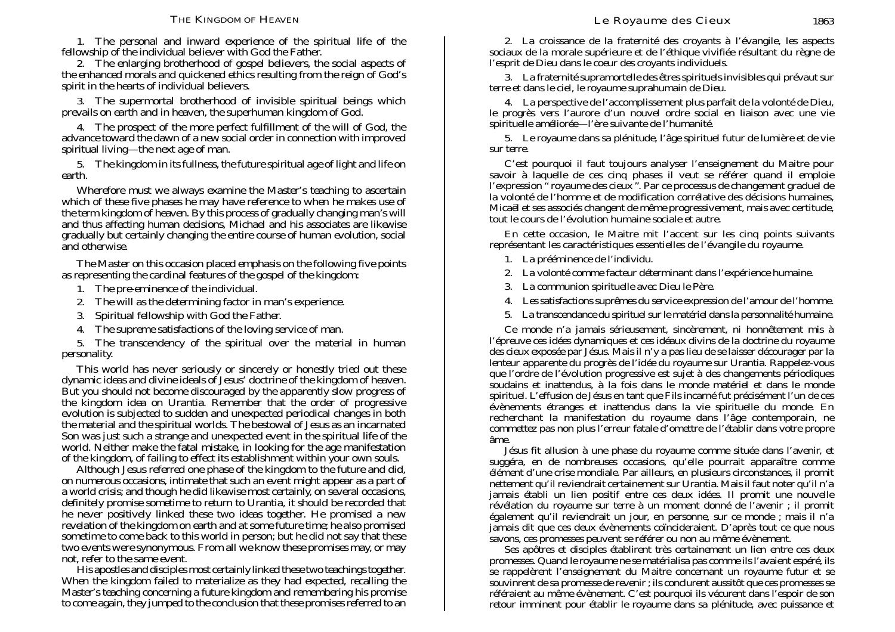1. The personal and inward experience of the spiritual life of the fellowship of the individual believer with God the Father.

2. The enlarging brotherhood of gospel believers, the social aspects of the enhanced morals and quickened ethics resulting from the reign of God's spirit in the hearts of individual believers.

3. The supermortal brotherhood of invisible spiritual beings which prevails on earth and in heaven, the superhuman kingdom of God.

4. The prospect of the more perfect fulfillment of the will of God, the advance toward the dawn of a new social order in connection with improved spiritual living—the next age of man.

5. The kingdom in its fullness, the future spiritual age of light and life on earth.

Wherefore must we always examine the Master's teaching to ascertain which of these five phases he may have reference to when he makes use of the term kingdom of heaven. By this process of gradually changing man's will and thus affecting human decisions, Michael and his associates are likewise gradually but certainly changing the entire course of human evolution, social and otherwise.

The Master on this occasion placed emphasis on the following five points as representing the cardinal features of the gospel of the kingdom:

1. The pre-eminence of the individual.
2. The will as the determining factor in man's experience.
3. Spiritual fellowship with God the Father.
4. The supreme satisfactions of the loving service of man.
5. The transcendency of the spiritual over the material in human personality.

This world has never seriously or sincerely or honestly tried out these dynamic ideas and divine ideals of Jesus' doctrine of the kingdom of heaven. But you should not become discouraged by the apparently slow progress of the kingdom idea on Urantia. Remember that the order of progressive evolution is subjected to sudden and unexpected periodical changes in both the material and the spiritual worlds. The bestowal of Jesus as an incarnated Son was just such a strange and unexpected event in the spiritual life of the world. Neither make the fatal mistake, in looking for the age manifestation of the kingdom, of failing to effect its establishment within your own souls.

Although Jesus referred one phase of the kingdom to the future and did, on numerous occasions, intimate that such an event might appear as a part of a world crisis; and though he did likewise most certainly, on several occasions, definitely promise sometime to return to Urantia, it should be recorded that he never positively linked these two ideas together. He promised a new revelation of the kingdom on earth and at some future time; he also promised sometime to come back to this world in person; but he did not say that these two events were synonymous. From all we know these promises may, or may not, refer to the same event.

His apostles and disciples most certainly linked these two teachings together. When the kingdom failed to materialize as they had expected, recalling the Master's teaching concerning a future kingdom and remembering his promise to come again, they jumped to the conclusion that these promises referred to an

2. La croissance de la fraternité des croyants à l'évangile, les aspects sociaux de la morale supérieure et de l'éthique vivifiée résultant du règne de l'esprit de Dieu dans le coeur des croyants individuels.

3. La fraternité supramortelle des êtres spirituels invisibles qui prévaut sur terre et dans le ciel, le royaume suprahumain de Dieu.

4. La perspective de l'accomplissement plus parfait de la volonté de Dieu, le progrès vers l'aurore d'un nouvel ordre social en liaison avec une vie spirituelle améliorée—l'ère suivante de l'humanité.

5. Le royaume dans sa plénitude, l'âge spirituel futur de lumière et de vie sur terre.

C'est pourquoi il faut toujours analyser l'enseignement du Maitre pour savoir à laquelle de ces cinq phases il veut se référer quand il emploie l'expression « royaume des cieux ». Par ce processus de changement graduel de la volonté de l'homme et de modification corrélative des décisions humaines, Micaël et ses associés changent de même progressivement, mais avec certitude, tout le cours de l'évolution humaine sociale et autre.

En cette occasion, le Maitre mit l'accent sur les cinq points suivants représentant les caractéristiques essentielles de l'évangile du royaume.

1. La prééminence de l'individu.
2. La volonté comme facteur déterminant dans l'expérience humaine.
3. La communion spirituelle avec Dieu le Père.
4. Les satisfactions suprêmes du service expression de l'amour de l'homme.
5. La transcendance du spirituel sur le matériel dans la personnalité humaine.

Ce monde n'a jamais sérieusement, sincèrement, ni honnêtement mis à l'épreuve ces idées dynamiques et ces idéaux divins de la doctrine du royaume des cieux exposée par Jésus. Mais il n'y a pas lieu de se laisser décourager par la lenteur apparente du progrès de l'idée du royaume sur Urantia. Rappelez-vous que l'ordre de l'évolution progressive est sujet à des changements périodiques soudains et inattendus, à la fois dans le monde matériel et dans le monde spirituel. L'effusion de Jésus en tant que Fils incarné fut précisément l'un de ces évènements étranges et inattendus dans la vie spirituelle du monde. En recherchant la manifestation du royaume dans l'âge contemporain, ne commettez pas non plus l'erreur fatale d'omettre de l'établir dans votre propre âme.

Jésus fit allusion à une phase du royaume comme située dans l'avenir, et suggéra, en de nombreuses occasions, qu'elle pourrait apparaître comme élément d'une crise mondiale. Par ailleurs, en plusieurs circonstances, il promit nettement qu'il reviendrait certainement sur Urantia. Mais il faut noter qu'il n'a jamais établi un lien positif entre ces deux idées. Il promit une nouvelle révélation du royaume sur terre à un moment donné de l'avenir ; il promit également qu'il reviendrait un jour, en personne, sur ce monde ; mais il n'a jamais dit que ces deux évènements coïncideraient. D'après tout ce que nous savons, ces promesses peuvent se référer ou non au même évènement.

Ses apôtres et disciples établirent très certainement un lien entre ces deux promesses. Quand le royaume ne se matérialisa pas comme ils l'avaient espéré, ils se rappelèrent l'enseignement du Maitre concernant un royaume futur et se souvinrent de sa promesse de revenir ; ils conclurent aussitôt que ces promesses se référaient au même évènement. C'est pourquoi ils vécurent dans l'espoir de son retour imminent pour établir le royaume dans sa plénitude, avec puissance et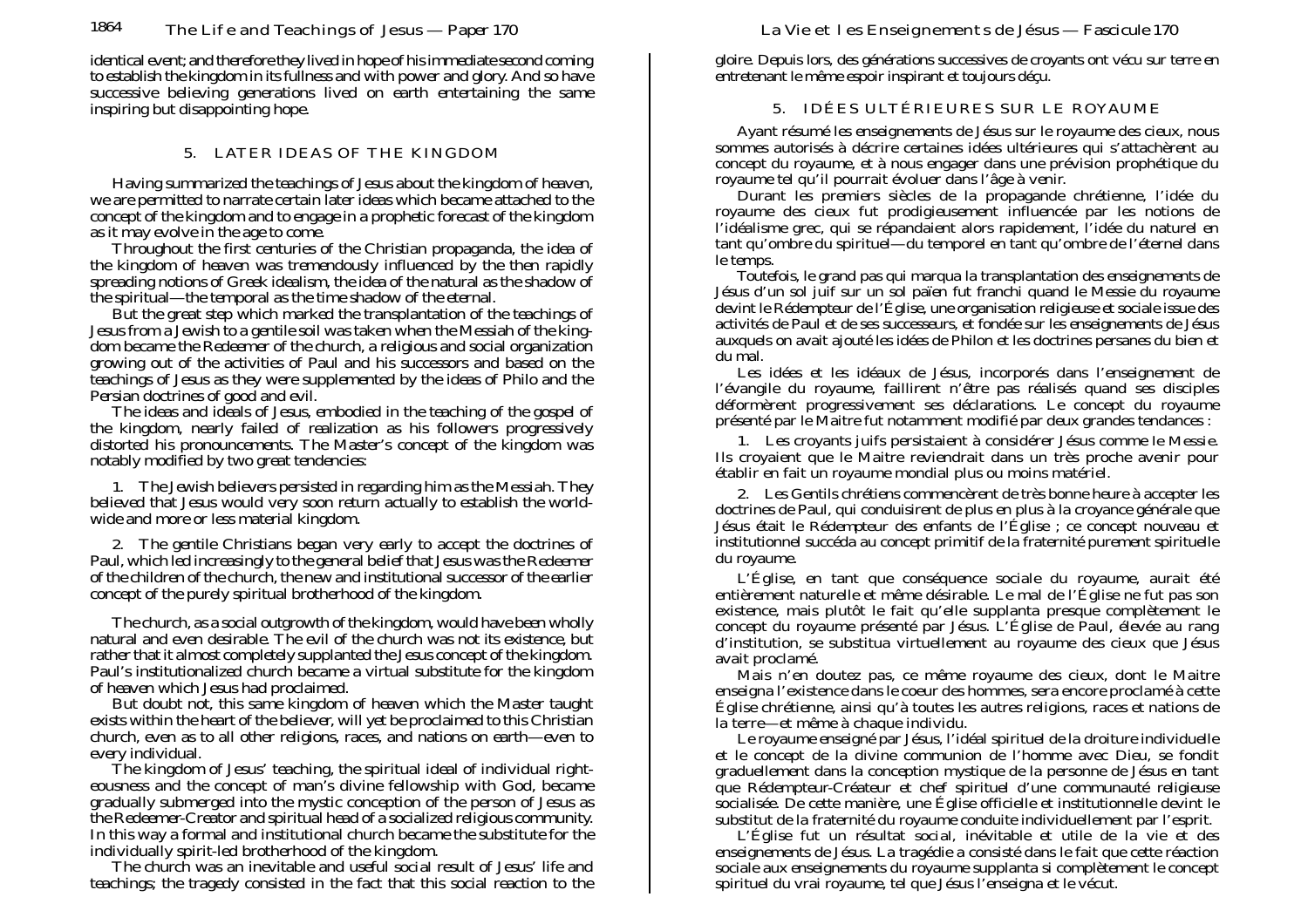identical event; and therefore they lived in hope of his immediate second coming to establish the kingdom in its fullness and with power and glory. And so have successive believing generations lived on earth entertaining the same inspiring but disappointing hope.

## 5. LATER IDEAS OF THE KINGDOM

Having summarized the teachings of Jesus about the kingdom of heaven, we are permitted to narrate certain later ideas which became attached to the concept of the kingdom and to engage in a prophetic forecast of the kingdom as it may evolve in the age to come.

Throughout the first centuries of the Christian propaganda, the idea of the kingdom of heaven was tremendously influenced by the then rapidly spreading notions of Greek idealism, the idea of the natural as the shadow of the spiritual—the temporal as the time shadow of the eternal.

But the great step which marked the transplantation of the teachings of Jesus from a Jewish to a gentile soil was taken when the Messiah of the kingdom became the Redeemer of the church, a religious and social organization growing out of the activities of Paul and his successors and based on the teachings of Jesus as they were supplemented by the ideas of Philo and the Persian doctrines of good and evil.

The ideas and ideals of Jesus, embodied in the teaching of the gospel of the kingdom, nearly failed of realization as his followers progressively distorted his pronouncements. The Master's concept of the kingdom was notably modified by two great tendencies:

1. The Jewish believers persisted in regarding him as the Messiah. They believed that Jesus would very soon return actually to establish the worldwide and more or less material kingdom.

2. The gentile Christians began very early to accept the doctrines of Paul, which led increasingly to the general belief that Jesus was the Redeemer of the children of the church, the new and institutional successor of the earlier concept of the purely spiritual brotherhood of the kingdom.

The church, as a social outgrowth of the kingdom, would have been wholly natural and even desirable. The evil of the church was not its existence, but rather that it almost completely supplanted the Jesus concept of the kingdom. Paul's institutionalized church became a virtual substitute for the kingdom of heaven which Jesus had proclaimed.

But doubt not, this same kingdom of heaven which the Master taught exists within the heart of the believer, will yet be proclaimed to this Christian church, even as to all other religions, races, and nations on earth—even to every individual.

The kingdom of Jesus' teaching, the spiritual ideal of individual righteousness and the concept of man's divine fellowship with God, became gradually submerged into the mystic conception of the person of Jesus as the Redeemer-Creator and spiritual head of a socialized religious community. In this way a formal and institutional church became the substitute for the individually spirit-led brotherhood of the kingdom.

The church was an inevitable and useful social result of Jesus' life and teachings; the tragedy consisted in the fact that this social reaction to the

gloire. Depuis lors, des générations successives de croyants ont vécu sur terre en entretenant le même espoir inspirant et toujours déçu.

## 5. IDÉES ULTÉRIEURES SUR LE ROYAUME

Ayant résumé les enseignements de Jésus sur le royaume des cieux, nous sommes autorisés à décrire certaines idées ultérieures qui s'attachèrent au concept du royaume, et à nous engager dans une prévision prophétique du royaume tel qu'il pourrait évoluer dans l'âge à venir.

Durant les premiers siècles de la propagande chrétienne, l'idée du royaume des cieux fut prodigieusement influencée par les notions de l'idéalisme grec, qui se répandaient alors rapidement, l'idée du naturel en tant qu'ombre du spirituel—du temporel en tant qu'ombre de l'éternel dans le temps.

Toutefois, le grand pas qui marqua la transplantation des enseignements de Jésus d'un sol juif sur un sol païen fut franchi quand le Messie du royaume devint le Rédempteur de l'Église, une organisation religieuse et sociale issue des activités de Paul et de ses successeurs, et fondée sur les enseignements de Jésus auxquels on avait ajouté les idées de Philon et les doctrines persanes du bien et du mal.

Les idées et les idéaux de Jésus, incorporés dans l'enseignement de l'évangile du royaume, faillirent n'être pas réalisés quand ses disciples déformèrent progressivement ses déclarations. Le concept du royaume présenté par le Maitre fut notamment modifié par deux grandes tendances :

1. Les croyants juifs persistaient à considérer Jésus comme le Messie. Ils croyaient que le Maitre reviendrait dans un très proche avenir pour établir en fait un royaume mondial plus ou moins matériel.

2. Les Gentils chrétiens commencèrent de très bonne heure à accepter les doctrines de Paul, qui conduisirent de plus en plus à la croyance générale que Jésus était le Rédempteur des enfants de l'Église ; ce concept nouveau et institutionnel succéda au concept primitif de la fraternité purement spirituelle du royaume.

L'Église, en tant que conséquence sociale du royaume, aurait été entièrement naturelle et même désirable. Le mal de l'Église ne fut pas son existence, mais plutôt le fait qu'elle supplanta presque complètement le concept du royaume présenté par Jésus. L'Église de Paul, élevée au rang d'institution, se substitua virtuellement au royaume des cieux que Jésus avait proclamé.

Mais n'en doutez pas, ce même royaume des cieux, dont le Maitre enseigna l'existence dans le coeur des hommes, sera encore proclamé à cette Église chrétienne, ainsi qu'à toutes les autres religions, races et nations de la terre—et même à chaque individu.

Le royaume enseigné par Jésus, l'idéal spirituel de la droiture individuelle et le concept de la divine communion de l'homme avec Dieu, se fondit graduellement dans la conception mystique de la personne de Jésus en tant que Rédempteur-Créateur et chef spirituel d'une communauté religieuse socialisée. De cette manière, une Église officielle et institutionnelle devint le substitut de la fraternité du royaume conduite individuellement par l'esprit.

L'Église fut un résultat social, inévitable et utile de la vie et des enseignements de Jésus. La tragédie a consisté dans le fait que cette réaction sociale aux enseignements du royaume supplanta si complètement le concept spirituel du vrai royaume, tel que Jésus l'enseigna et le vécut.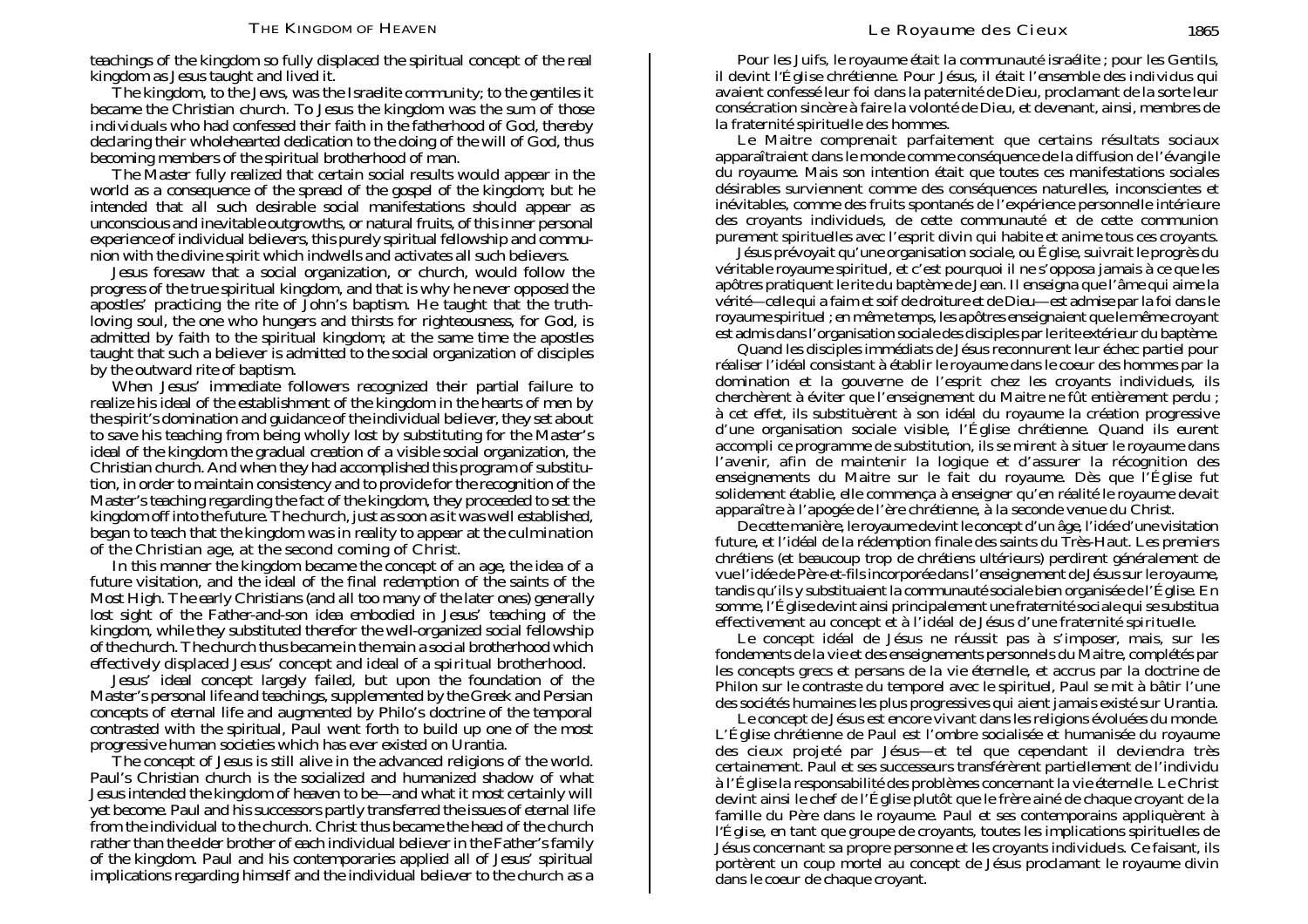teachings of the kingdom so fully displaced the spiritual concept of the real kingdom as Jesus taught and lived it.

The kingdom, to the Jews, was the Israelite community; to the gentiles it became the Christian church. To Jesus the kingdom was the sum of those individuals who had confessed their faith in the fatherhood of God, thereby declaring their wholehearted dedication to the doing of the will of God, thus becoming members of the spiritual brotherhood of man.

The Master fully realized that certain social results would appear in the world as a consequence of the spread of the gospel of the kingdom; but he intended that all such desirable social manifestations should appear as unconscious and inevitable outgrowths, or natural fruits, of this inner personal experience of individual believers, this purely spiritual fellowship and communion with the divine spirit which indwells and activates all such believers.

Jesus foresaw that a social organization, or church, would follow the progress of the true spiritual kingdom, and that is why he never opposed the apostles' practicing the rite of John's baptism. He taught that the truth-loving soul, the one who hungers and thirsts for righteousness, for God, is admitted by faith to the spiritual kingdom; at the same time the apostles taught that such a believer is admitted to the social organization of disciples by the outward rite of baptism.

When Jesus' immediate followers recognized their partial failure to realize his ideal of the establishment of the kingdom in the hearts of men by the spirit's domination and guidance of the individual believer, they set about to save his teaching from being wholly lost by substituting for the Master's ideal of the kingdom the gradual creation of a visible social organization, the Christian church. And when they had accomplished this program of substitution, in order to maintain consistency and to provide for the recognition of the Master's teaching regarding the fact of the kingdom, they proceeded to set the kingdom off into the future. The church, just as soon as it was well established, began to teach that the kingdom was in reality to appear at the culmination of the Christian age, at the second coming of Christ.

In this manner the kingdom became the concept of an age, the idea of a future visitation, and the ideal of the final redemption of the saints of the Most High. The early Christians (and all too many of the later ones) generally lost sight of the Father-and-son idea embodied in Jesus' teaching of the kingdom, while they substituted therefor the well-organized social fellowship of the church. The church thus became in the main a social brotherhood which effectively displaced Jesus' concept and ideal of a spiritual brotherhood.

Jesus' ideal concept largely failed, but upon the foundation of the Master's personal life and teachings, supplemented by the Greek and Persian concepts of eternal life and augmented by Philo's doctrine of the temporal contrasted with the spiritual, Paul went forth to build up one of the most progressive human societies which has ever existed on Urantia.

The concept of Jesus is still alive in the advanced religions of the world. Paul's Christian church is the socialized and humanized shadow of what Jesus intended the kingdom of heaven to be—and what it most certainly will yet become. Paul and his successors partly transferred the issues of eternal life from the individual to the church. Christ thus became the head of the church rather than the elder brother of each individual believer in the Father's family of the kingdom. Paul and his contemporaries applied all of Jesus' spiritual implications regarding himself and the individual believer to the church as a

Pour les Juifs, le royaume était la communauté israélite ; pour les Gentils, il devint l'Église chrétienne. Pour Jésus, il était l'ensemble des individus qui avaient confessé leur foi dans la paternité de Dieu, proclamant de la sorte leur consécration sincère à faire la volonté de Dieu, et devenant, ainsi, membres de la fraternité spirituelle des hommes.

Le Maitre comprenait parfaitement que certains résultats sociaux apparaîtraient dans le monde comme conséquence de la diffusion de l'évangile du royaume. Mais son intention était que toutes ces manifestations sociales désirables surviennent comme des conséquences naturelles, inconscientes et inévitables, comme des fruits spontanés de l'expérience personnelle intérieure des croyants individuels, de cette communauté et de cette communion purement spirituelles avec l'esprit divin qui habite et anime tous ces croyants.

Jésus prévoyait qu'une organisation sociale, ou Église, suivrait le progrès du véritable royaume spirituel, et c'est pourquoi il ne s'opposa jamais à ce que les apôtres pratiquent le rite du baptême de Jean. Il enseigna que l'âme qui aime la vérité—celle qui a faim et soif de droiture et de Dieu—est admise par la foi dans le royaume spirituel ; en même temps, les apôtres enseignaient que le même croyant est admis dans l'organisation sociale des disciples par le rite extérieur du baptême.

Quand les disciples immédiats de Jésus reconnurent leur échec partiel pour réaliser l'idéal consistant à établir le royaume dans le coeur des hommes par la domination et la gouverne de l'esprit chez les croyants individuels, ils cherchèrent à éviter que l'enseignement du Maitre ne fût entièrement perdu ; à cet effet, ils substituèrent à son idéal du royaume la création progressive d'une organisation sociale visible, l'Église chrétienne. Quand ils eurent accompli ce programme de substitution, ils se mirent à situer le royaume dans l'avenir, afin de maintenir la logique et d'assurer la récognition des enseignements du Maitre sur le fait du royaume. Dès que l'Église fut solidement établie, elle commença à enseigner qu'en réalité le royaume devait apparaître à l'apogée de l'ère chrétienne, à la seconde venue du Christ.

De cette manière, le royaume devint le concept d'un âge, l'idée d'une visitation future, et l'idéal de la rédemption finale des saints du Très-Haut. Les premiers chrétiens (et beaucoup trop de chrétiens ultérieurs) perdirent généralement de vue l'idée de Père-et-fils incorporée dans l'enseignement de Jésus sur le royaume, tandis qu'ils y substituaient la communauté sociale bien organisée de l'Église. En somme, l'Église devint ainsi principalement une fraternité sociale qui se substitua effectivement au concept et à l'idéal de Jésus d'une fraternité spirituelle.

Le concept idéal de Jésus ne réussit pas à s'imposer, mais, sur les fondements de la vie et des enseignements personnels du Maitre, complétés par les concepts grecs et persans de la vie éternelle, et accrus par la doctrine de Philon sur le contraste du temporel avec le spirituel, Paul se mit à bâtir l'une des sociétés humaines les plus progressives qui aient jamais existé sur Urantia.

Le concept de Jésus est encore vivant dans les religions évoluées du monde. L'Église chrétienne de Paul est l'ombre socialisée et humanisée du royaume des cieux projeté par Jésus—et tel que cependant il deviendra très certainement. Paul et ses successeurs transférèrent partiellement de l'individu à l'Église la responsabilité des problèmes concernant la vie éternelle. Le Christ devint ainsi le chef de l'Église plutôt que le frère ainé de chaque croyant de la famille du Père dans le royaume. Paul et ses contemporains appliquèrent à l'Église, en tant que groupe de croyants, toutes les implications spirituelles de Jésus concernant sa propre personne et les croyants individuels. Ce faisant, ils portèrent un coup mortel au concept de Jésus proclamant le royaume divin dans le coeur de chaque croyant.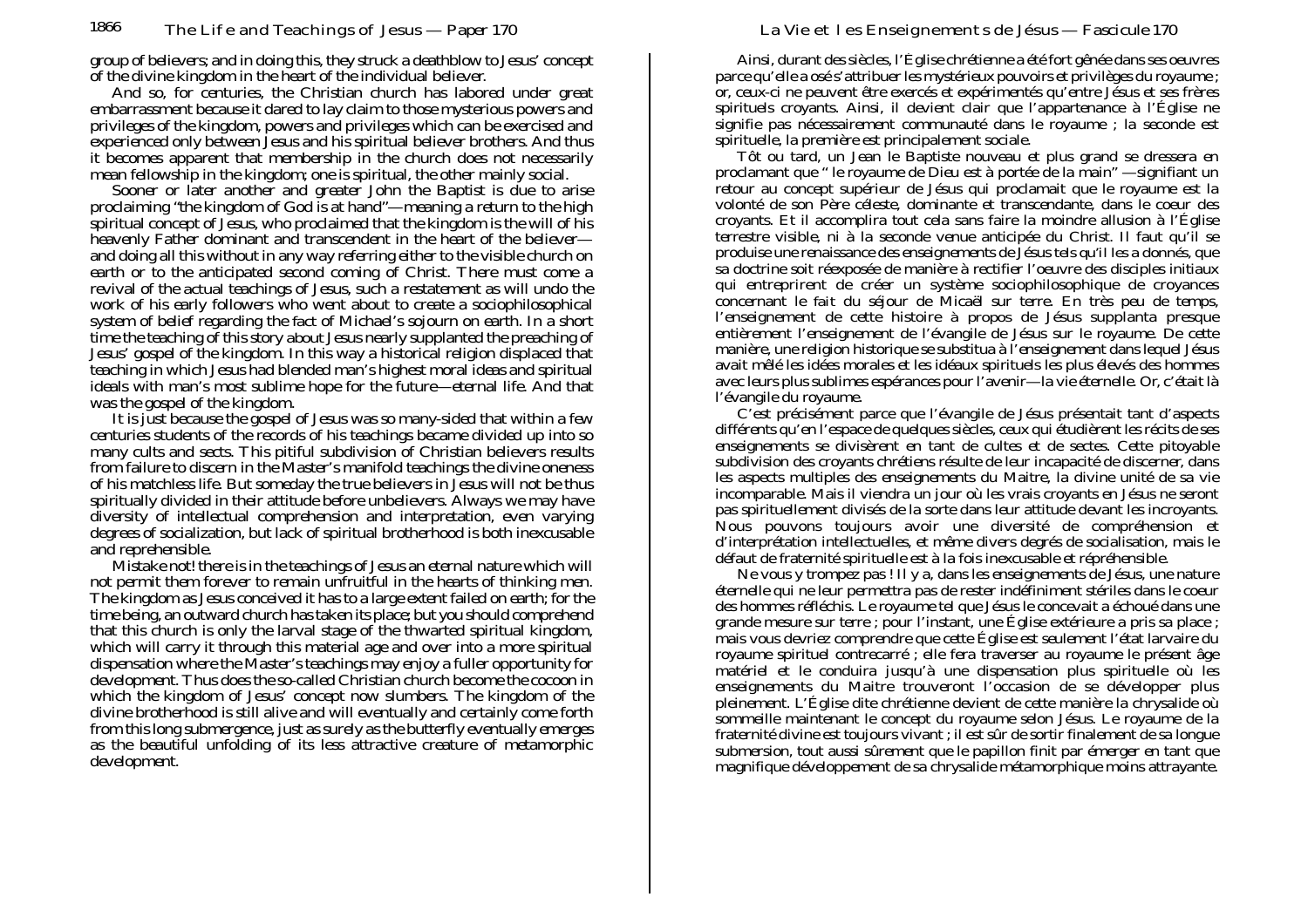group of believers; and in doing this, they struck a deathblow to Jesus' concept of the divine kingdom in the heart of the individual believer.

And so, for centuries, the Christian church has labored under great embarrassment because it dared to lay claim to those mysterious powers and privileges of the kingdom, powers and privileges which can be exercised and experienced only between Jesus and his spiritual believer brothers. And thus it becomes apparent that membership in the church does not necessarily mean fellowship in the kingdom; one is spiritual, the other mainly social.

Sooner or later another and greater John the Baptist is due to arise proclaiming "the kingdom of God is at hand"—meaning a return to the high spiritual concept of Jesus, who proclaimed that the kingdom is the will of his heavenly Father dominant and transcendent in the heart of the believer—and doing all this without in any way referring either to the visible church on earth or to the anticipated second coming of Christ. There must come a revival of the actual teachings of Jesus, such a restatement as will undo the work of his early followers who went about to create a sociophilosophical system of belief regarding the fact of Michael's sojourn on earth. In a short time the teaching of this story about Jesus nearly supplanted the preaching of Jesus' gospel of the kingdom. In this way a historical religion displaced that teaching in which Jesus had blended man's highest moral ideas and spiritual ideals with man's most sublime hope for the future—eternal life. And that was the gospel of the kingdom.

It is just because the gospel of Jesus was so many-sided that within a few centuries students of the records of his teachings became divided up into so many cults and sects. This pitiful subdivision of Christian believers results from failure to discern in the Master's manifold teachings the divine oneness of his matchless life. But someday the true believers in Jesus will not be thus spiritually divided in their attitude before unbelievers. Always we may have diversity of intellectual comprehension and interpretation, even varying degrees of socialization, but lack of spiritual brotherhood is both inexcusable and reprehensible.

Mistake not! there is in the teachings of Jesus an eternal nature which will not permit them forever to remain unfruitful in the hearts of thinking men. The kingdom as Jesus conceived it has to a large extent failed on earth; for the time being, an outward church has taken its place; but you should comprehend that this church is only the larval stage of the thwarted spiritual kingdom, which will carry it through this material age and over into a more spiritual dispensation where the Master's teachings may enjoy a fuller opportunity for development. Thus does the so-called Christian church become the cocoon in which the kingdom of Jesus' concept now slumbers. The kingdom of the divine brotherhood is still alive and will eventually and certainly come forth from this long submergence, just as surely as the butterfly eventually emerges as the beautiful unfolding of its less attractive creature of metamorphic development.

Ainsi, durant des siècles, l'Église chrétienne a été fort gênée dans ses oeuvres parce qu'elle a osé s'attribuer les mystérieux pouvoirs et privilèges du royaume ; or, ceux-ci ne peuvent être exercés et expérimentés qu'entre Jésus et ses frères spirituels croyants. Ainsi, il devient clair que l'appartenance à l'Église ne signifie pas nécessairement communauté dans le royaume ; la seconde est spirituelle, la première est principalement sociale.

Tôt ou tard, un Jean le Baptiste nouveau et plus grand se dressera en proclamant que " le royaume de Dieu est à portée de la main" —signifiant un retour au concept supérieur de Jésus qui proclamait que le royaume est la volonté de son Père céleste, dominante et transcendante, dans le coeur des croyants. Et il accomplira tout cela sans faire la moindre allusion à l'Église terrestre visible, ni à la seconde venue anticipée du Christ. Il faut qu'il se produise une renaissance des enseignements de Jésus tels qu'il les a donnés, que sa doctrine soit réexposée de manière à rectifier l'oeuvre des disciples initiaux qui entreprirent de créer un système sociophilosophique de croyances concernant le fait du séjour de Micaël sur terre. En très peu de temps, l'enseignement de cette histoire à propos de Jésus supplanta presque entièrement l'enseignement de l'évangile de Jésus sur le royaume. De cette manière, une religion historique se substitua à l'enseignement dans lequel Jésus avait mêlé les idées morales et les idéaux spirituels les plus élevés des hommes avec leurs plus sublimes espérances pour l'avenir—la vie éternelle. Or, c'était là l'évangile du royaume.

C'est précisément parce que l'évangile de Jésus présentait tant d'aspects différents qu'en l'espace de quelques siècles, ceux qui étudièrent les récits de ses enseignements se divisèrent en tant de cultes et de sectes. Cette pitoyable subdivision des croyants chrétiens résulte de leur incapacité de discerner, dans les aspects multiples des enseignements du Maitre, la divine unité de sa vie incomparable. Mais il viendra un jour où les vrais croyants en Jésus ne seront pas spirituellement divisés de la sorte dans leur attitude devant les incroyants. Nous pouvons toujours avoir une diversité de compréhension et d'interprétation intellectuelles, et même divers degrés de socialisation, mais le défaut de fraternité spirituelle est à la fois inexcusable et répréhensible.

Ne vous y trompez pas ! Il y a, dans les enseignements de Jésus, une nature éternelle qui ne leur permettra pas de rester indéfiniment stériles dans le coeur des hommes réfléchis. Le royaume tel que Jésus le concevait a échoué dans une grande mesure sur terre ; pour l'instant, une Église extérieure a pris sa place ; mais vous devriez comprendre que cette Église est seulement l'état larvaire du royaume spirituel contrecarré ; elle fera traverser au royaume le présent âge matériel et le conduira jusqu'à une dispensation plus spirituelle où les enseignements du Maitre trouveront l'occasion de se développer plus pleinement. L'Église dite chrétienne devient de cette manière la chrysalide où sommeille maintenant le concept du royaume selon Jésus. Le royaume de la fraternité divine est toujours vivant ; il est sûr de sortir finalement de sa longue submersion, tout aussi sûrement que le papillon finit par émerger en tant que magnifique développement de sa chrysalide métamorphique moins attrayante.